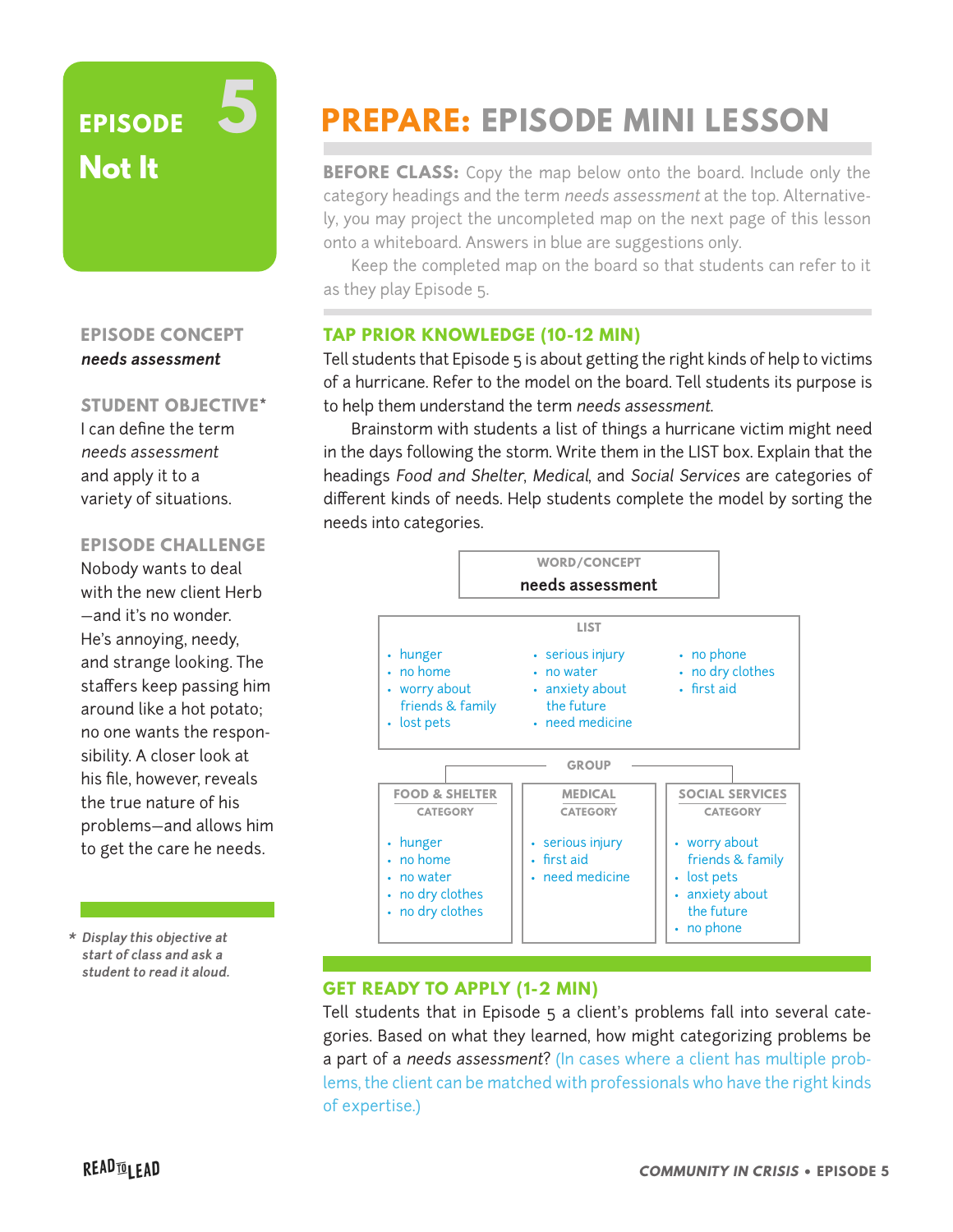# EPISODE 5
## Not It

### EPISODE CONCEPT
***needs assessment***

### STUDENT OBJECTIVE*
I can define the term *needs assessment* and apply it to a variety of situations.

### EPISODE CHALLENGE
Nobody wants to deal with the new client Herb—and it's no wonder. He's annoying, needy, and strange looking. The staffers keep passing him around like a hot potato; no one wants the responsibility. A closer look at his file, however, reveals the true nature of his problems—and allows him to get the care he needs.

*\* Display this objective at start of class and ask a student to read it aloud.*

# PREPARE: EPISODE MINI LESSON

**BEFORE CLASS:** Copy the map below onto the board. Include only the category headings and the term *needs assessment* at the top. Alternatively, you may project the uncompleted map on the next page of this lesson onto a whiteboard. Answers in blue are suggestions only.

Keep the completed map on the board so that students can refer to it as they play Episode 5.

## TAP PRIOR KNOWLEDGE (10-12 MIN)

Tell students that Episode 5 is about getting the right kinds of help to victims of a hurricane. Refer to the model on the board. Tell students its purpose is to help them understand the term *needs assessment*.

Brainstorm with students a list of things a hurricane victim might need in the days following the storm. Write them in the LIST box. Explain that the headings *Food and Shelter*, *Medical*, and *Social Services* are categories of different kinds of needs. Help students complete the model by sorting the needs into categories.

**WORD/CONCEPT**
**needs assessment**

**LIST**

- hunger
- no home
- worry about friends & family
- lost pets
- serious injury
- no water
- anxiety about the future
- need medicine
- no phone
- no dry clothes
- first aid

**GROUP**

| FOOD & SHELTER CATEGORY | MEDICAL CATEGORY | SOCIAL SERVICES CATEGORY |
|---|---|---|
| • hunger<br>• no home<br>• no water<br>• no dry clothes<br>• no dry clothes | • serious injury<br>• first aid<br>• need medicine | • worry about friends & family<br>• lost pets<br>• anxiety about the future<br>• no phone |

## GET READY TO APPLY (1-2 MIN)

Tell students that in Episode 5 a client's problems fall into several categories. Based on what they learned, how might categorizing problems be a part of a *needs assessment*? (In cases where a client has multiple problems, the client can be matched with professionals who have the right kinds of expertise.)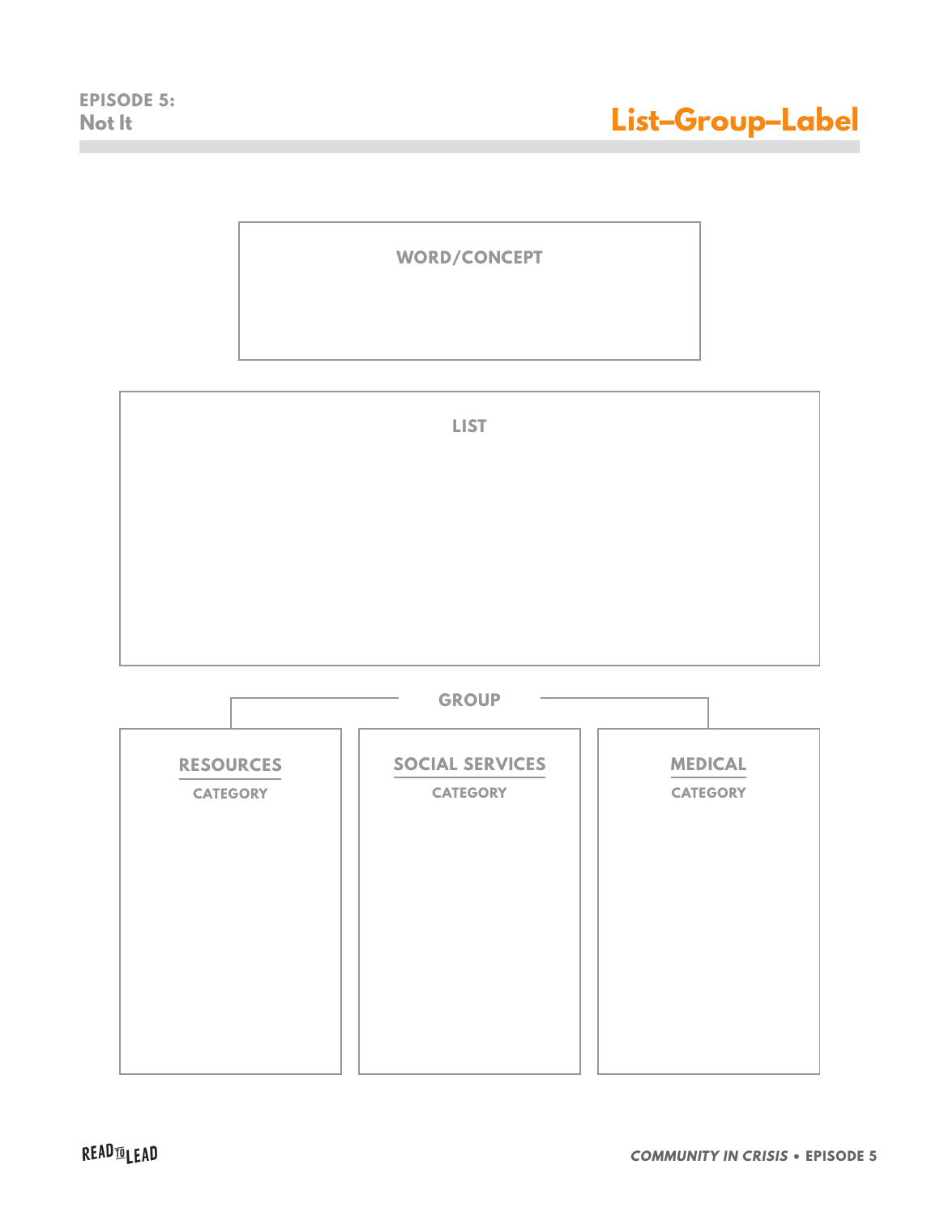EPISODE 5:
**Not It**

# List–Group–Label

**WORD/CONCEPT**

**LIST**

**GROUP**

| RESOURCES | SOCIAL SERVICES | MEDICAL |
|---|---|---|
| CATEGORY | CATEGORY | CATEGORY |
| | | |